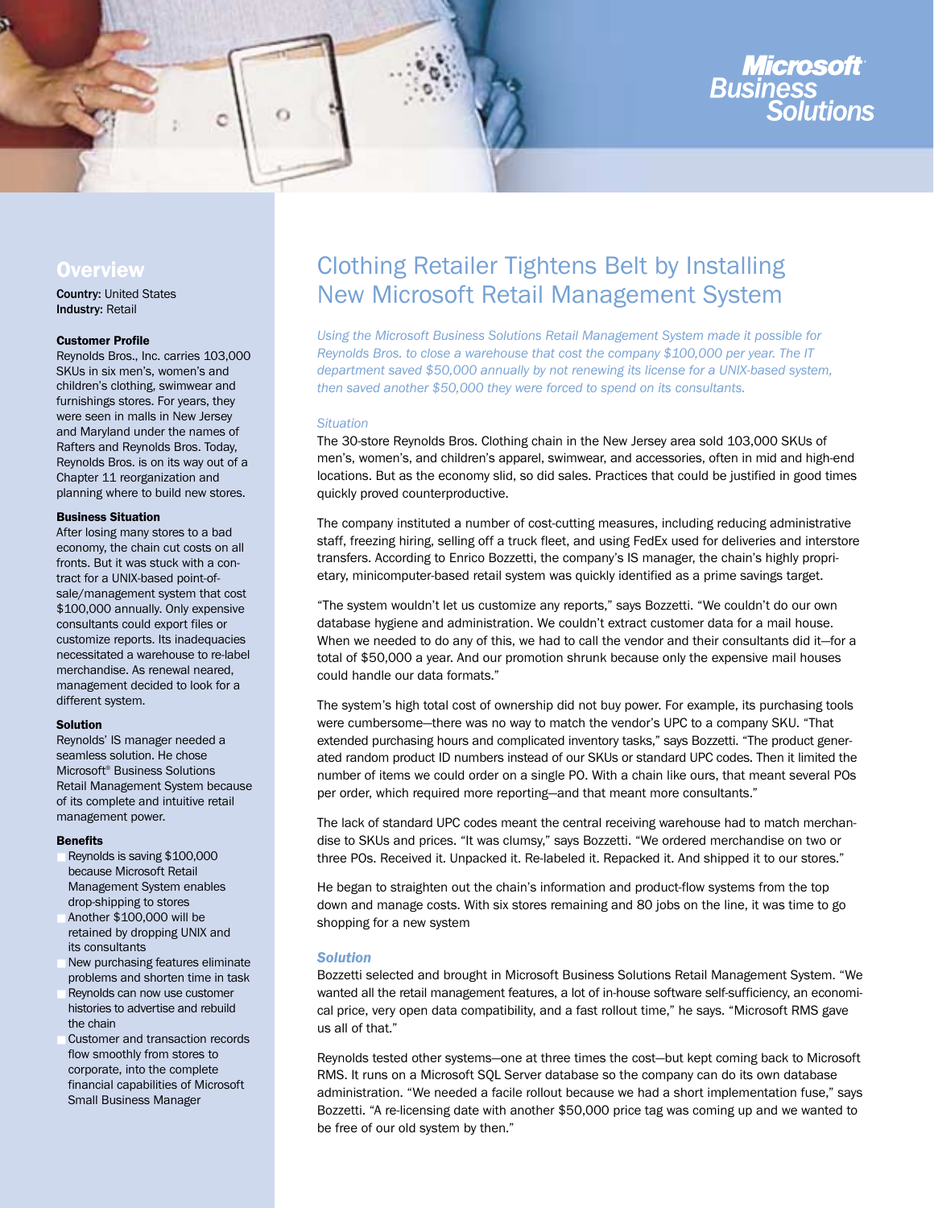Microsoft Business Solutions

## Overview

**Country:** United States
**Industry:** Retail

### Customer Profile

Reynolds Bros., Inc. carries 103,000 SKUs in six men's, women's and children's clothing, swimwear and furnishings stores. For years, they were seen in malls in New Jersey and Maryland under the names of Rafters and Reynolds Bros. Today, Reynolds Bros. is on its way out of a Chapter 11 reorganization and planning where to build new stores.

### Business Situation

After losing many stores to a bad economy, the chain cut costs on all fronts. But it was stuck with a contract for a UNIX-based point-of-sale/management system that cost $100,000 annually. Only expensive consultants could export files or customize reports. Its inadequacies necessitated a warehouse to re-label merchandise. As renewal neared, management decided to look for a different system.

### Solution

Reynolds' IS manager needed a seamless solution. He chose Microsoft® Business Solutions Retail Management System because of its complete and intuitive retail management power.

### Benefits

- Reynolds is saving $100,000 because Microsoft Retail Management System enables drop-shipping to stores
- Another $100,000 will be retained by dropping UNIX and its consultants
- New purchasing features eliminate problems and shorten time in task
- Reynolds can now use customer histories to advertise and rebuild the chain
- Customer and transaction records flow smoothly from stores to corporate, into the complete financial capabilities of Microsoft Small Business Manager

# Clothing Retailer Tightens Belt by Installing New Microsoft Retail Management System

*Using the Microsoft Business Solutions Retail Management System made it possible for Reynolds Bros. to close a warehouse that cost the company $100,000 per year. The IT department saved $50,000 annually by not renewing its license for a UNIX-based system, then saved another $50,000 they were forced to spend on its consultants.*

*Situation*

The 30-store Reynolds Bros. Clothing chain in the New Jersey area sold 103,000 SKUs of men's, women's, and children's apparel, swimwear, and accessories, often in mid and high-end locations. But as the economy slid, so did sales. Practices that could be justified in good times quickly proved counterproductive.

The company instituted a number of cost-cutting measures, including reducing administrative staff, freezing hiring, selling off a truck fleet, and using FedEx used for deliveries and interstore transfers. According to Enrico Bozzetti, the company's IS manager, the chain's highly proprietary, minicomputer-based retail system was quickly identified as a prime savings target.

"The system wouldn't let us customize any reports," says Bozzetti. "We couldn't do our own database hygiene and administration. We couldn't extract customer data for a mail house. When we needed to do any of this, we had to call the vendor and their consultants did it—for a total of $50,000 a year. And our promotion shrunk because only the expensive mail houses could handle our data formats."

The system's high total cost of ownership did not buy power. For example, its purchasing tools were cumbersome—there was no way to match the vendor's UPC to a company SKU. "That extended purchasing hours and complicated inventory tasks," says Bozzetti. "The product generated random product ID numbers instead of our SKUs or standard UPC codes. Then it limited the number of items we could order on a single PO. With a chain like ours, that meant several POs per order, which required more reporting—and that meant more consultants."

The lack of standard UPC codes meant the central receiving warehouse had to match merchandise to SKUs and prices. "It was clumsy," says Bozzetti. "We ordered merchandise on two or three POs. Received it. Unpacked it. Re-labeled it. Repacked it. And shipped it to our stores."

He began to straighten out the chain's information and product-flow systems from the top down and manage costs. With six stores remaining and 80 jobs on the line, it was time to go shopping for a new system

***Solution***

Bozzetti selected and brought in Microsoft Business Solutions Retail Management System. "We wanted all the retail management features, a lot of in-house software self-sufficiency, an economical price, very open data compatibility, and a fast rollout time," he says. "Microsoft RMS gave us all of that."

Reynolds tested other systems—one at three times the cost—but kept coming back to Microsoft RMS. It runs on a Microsoft SQL Server database so the company can do its own database administration. "We needed a facile rollout because we had a short implementation fuse," says Bozzetti. "A re-licensing date with another $50,000 price tag was coming up and we wanted to be free of our old system by then."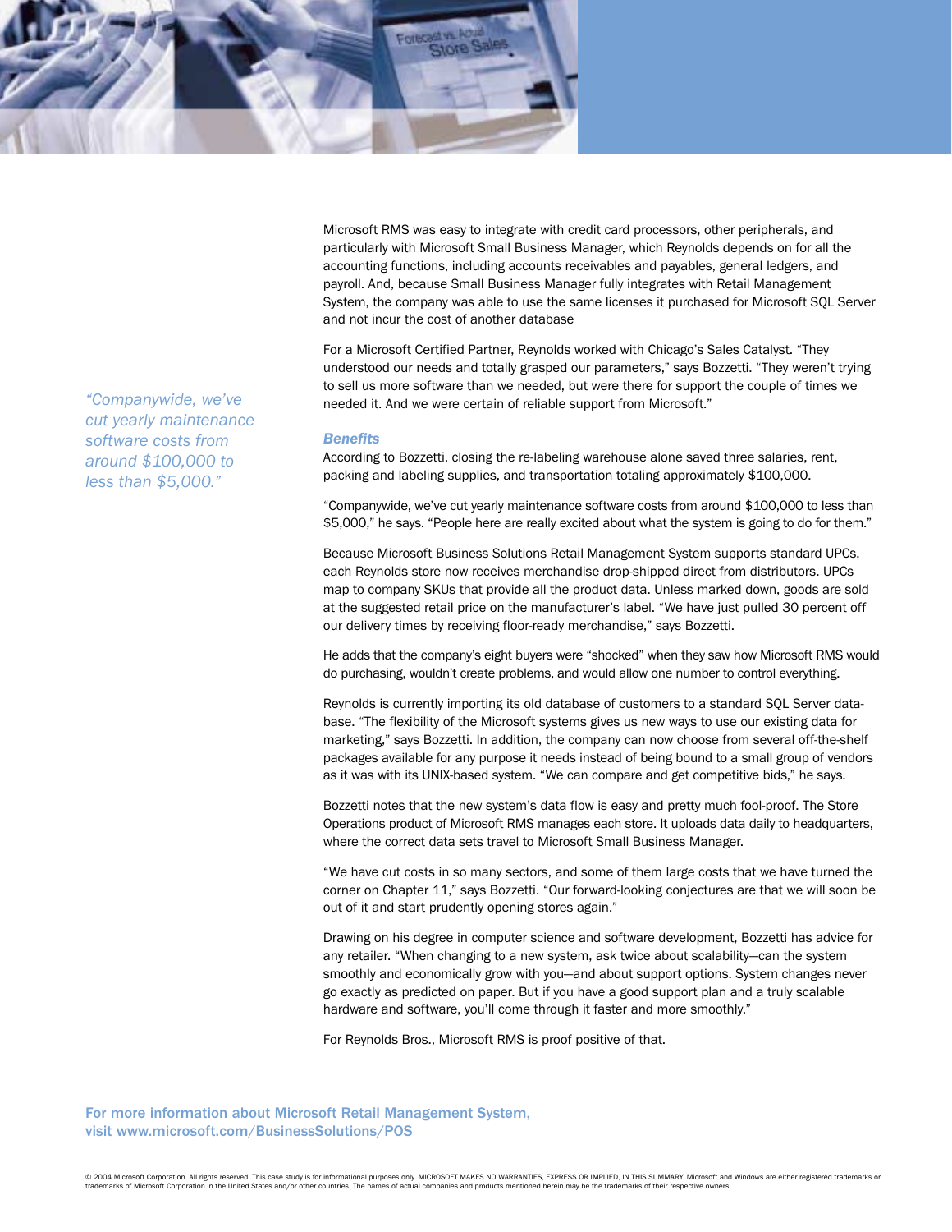Microsoft RMS was easy to integrate with credit card processors, other peripherals, and particularly with Microsoft Small Business Manager, which Reynolds depends on for all the accounting functions, including accounts receivables and payables, general ledgers, and payroll. And, because Small Business Manager fully integrates with Retail Management System, the company was able to use the same licenses it purchased for Microsoft SQL Server and not incur the cost of another database

For a Microsoft Certified Partner, Reynolds worked with Chicago's Sales Catalyst. "They understood our needs and totally grasped our parameters," says Bozzetti. "They weren't trying to sell us more software than we needed, but were there for support the couple of times we needed it. And we were certain of reliable support from Microsoft."

*"Companywide, we've cut yearly maintenance software costs from around $100,000 to less than $5,000."*

### *Benefits*

According to Bozzetti, closing the re-labeling warehouse alone saved three salaries, rent, packing and labeling supplies, and transportation totaling approximately $100,000.

"Companywide, we've cut yearly maintenance software costs from around $100,000 to less than $5,000," he says. "People here are really excited about what the system is going to do for them."

Because Microsoft Business Solutions Retail Management System supports standard UPCs, each Reynolds store now receives merchandise drop-shipped direct from distributors. UPCs map to company SKUs that provide all the product data. Unless marked down, goods are sold at the suggested retail price on the manufacturer's label. "We have just pulled 30 percent off our delivery times by receiving floor-ready merchandise," says Bozzetti.

He adds that the company's eight buyers were "shocked" when they saw how Microsoft RMS would do purchasing, wouldn't create problems, and would allow one number to control everything.

Reynolds is currently importing its old database of customers to a standard SQL Server database. "The flexibility of the Microsoft systems gives us new ways to use our existing data for marketing," says Bozzetti. In addition, the company can now choose from several off-the-shelf packages available for any purpose it needs instead of being bound to a small group of vendors as it was with its UNIX-based system. "We can compare and get competitive bids," he says.

Bozzetti notes that the new system's data flow is easy and pretty much fool-proof. The Store Operations product of Microsoft RMS manages each store. It uploads data daily to headquarters, where the correct data sets travel to Microsoft Small Business Manager.

"We have cut costs in so many sectors, and some of them large costs that we have turned the corner on Chapter 11," says Bozzetti. "Our forward-looking conjectures are that we will soon be out of it and start prudently opening stores again."

Drawing on his degree in computer science and software development, Bozzetti has advice for any retailer. "When changing to a new system, ask twice about scalability—can the system smoothly and economically grow with you—and about support options. System changes never go exactly as predicted on paper. But if you have a good support plan and a truly scalable hardware and software, you'll come through it faster and more smoothly."

For Reynolds Bros., Microsoft RMS is proof positive of that.

For more information about Microsoft Retail Management System, visit www.microsoft.com/BusinessSolutions/POS

© 2004 Microsoft Corporation. All rights reserved. This case study is for informational purposes only. MICROSOFT MAKES NO WARRANTIES, EXPRESS OR IMPLIED, IN THIS SUMMARY. Microsoft and Windows are either registered trademarks or trademarks of Microsoft Corporation in the United States and/or other countries. The names of actual companies and products mentioned herein may be the trademarks of their respective owners.